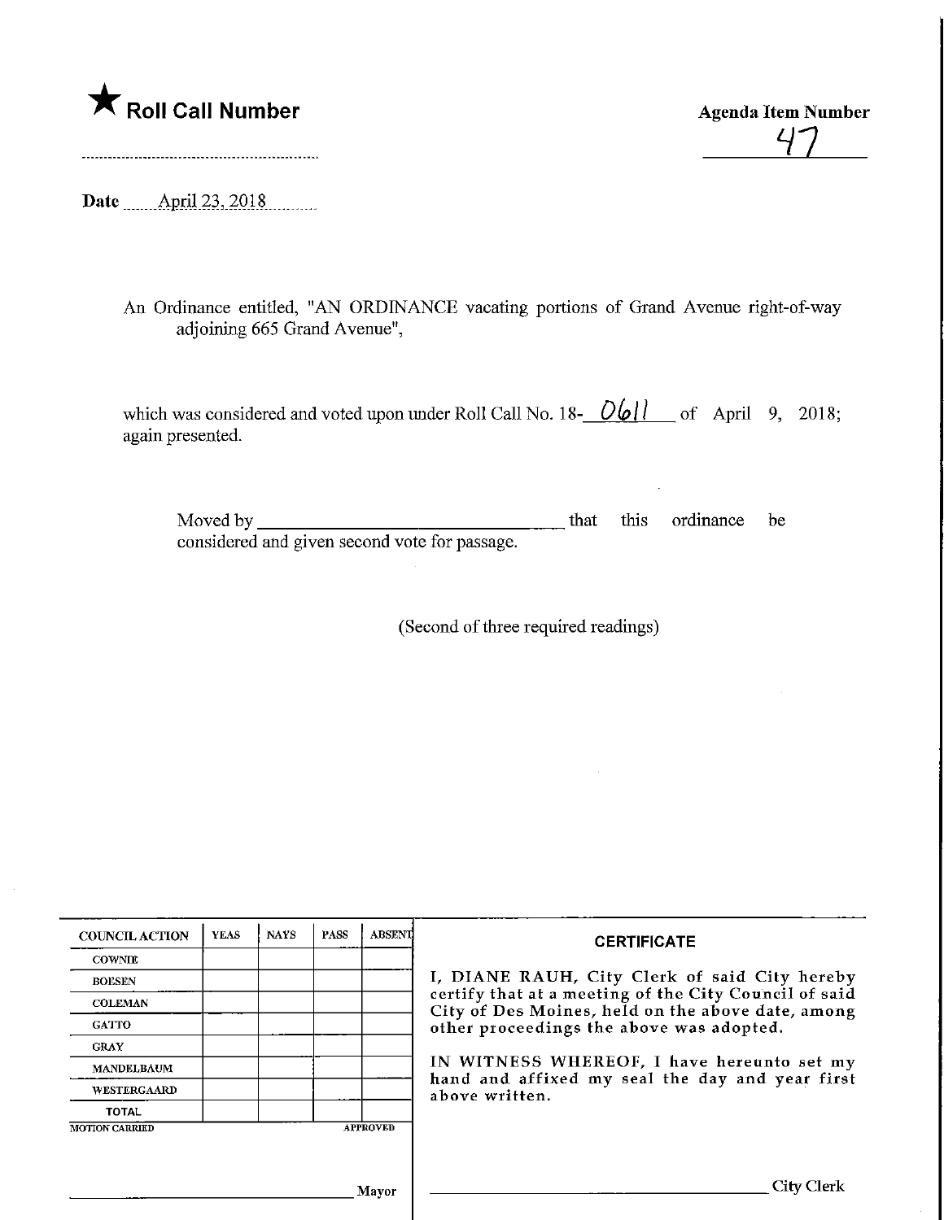★ **Roll Call Number**

**Agenda Item Number**

47

**Date** April 23, 2018

An Ordinance entitled, "AN ORDINANCE vacating portions of Grand Avenue right-of-way adjoining 665 Grand Avenue",

which was considered and voted upon under Roll Call No. 18-0611 of April 9, 2018; again presented.

Moved by ________________ that this ordinance be considered and given second vote for passage.

(Second of three required readings)

| COUNCIL ACTION | YEAS | NAYS | PASS | ABSENT |
|---|---|---|---|---|
| COWNIE | | | | |
| BOESEN | | | | |
| COLEMAN | | | | |
| GATTO | | | | |
| GRAY | | | | |
| MANDELBAUM | | | | |
| WESTERGAARD | | | | |
| TOTAL | | | | |

MOTION CARRIED APPROVED

________________ Mayor

**CERTIFICATE**

I, DIANE RAUH, City Clerk of said City hereby certify that at a meeting of the City Council of said City of Des Moines, held on the above date, among other proceedings the above was adopted.

IN WITNESS WHEREOF, I have hereunto set my hand and affixed my seal the day and year first above written.

________________ City Clerk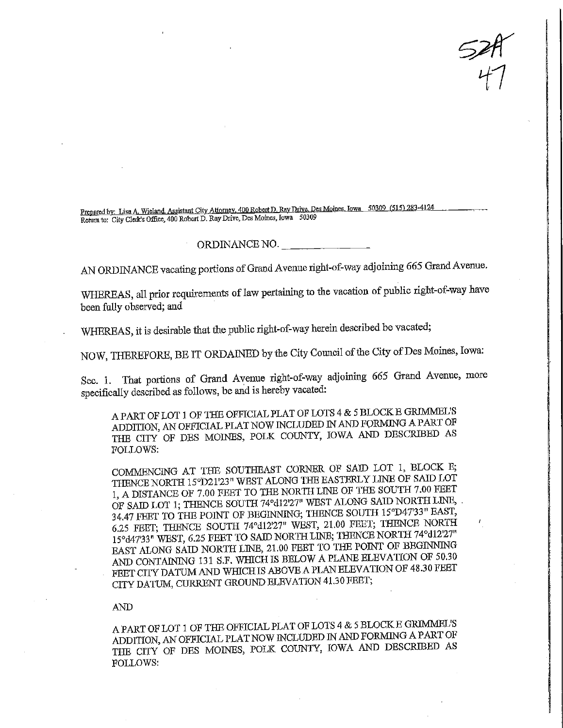52A
47

Prepared by: Lisa A. Wieland, Assistant City Attorney, 400 Robert D. Ray Drive, Des Moines, Iowa 50309 (515) 283-4124
Return to: City Clerk's Office, 400 Robert D. Ray Drive, Des Moines, Iowa 50309

ORDINANCE NO. _______________

AN ORDINANCE vacating portions of Grand Avenue right-of-way adjoining 665 Grand Avenue.

WHEREAS, all prior requirements of law pertaining to the vacation of public right-of-way have been fully observed; and

WHEREAS, it is desirable that the public right-of-way herein described be vacated;

NOW, THEREFORE, BE IT ORDAINED by the City Council of the City of Des Moines, Iowa:

Sec. 1. That portions of Grand Avenue right-of-way adjoining 665 Grand Avenue, more specifically described as follows, be and is hereby vacated:

A PART OF LOT 1 OF THE OFFICIAL PLAT OF LOTS 4 & 5 BLOCK E GRIMMEL'S ADDITION, AN OFFICIAL PLAT NOW INCLUDED IN AND FORMING A PART OF THE CITY OF DES MOINES, POLK COUNTY, IOWA AND DESCRIBED AS FOLLOWS:

COMMENCING AT THE SOUTHEAST CORNER OF SAID LOT 1, BLOCK E; THENCE NORTH 15°D21'23" WEST ALONG THE EASTERLY LINE OF SAID LOT 1, A DISTANCE OF 7.00 FEET TO THE NORTH LINE OF THE SOUTH 7.00 FEET OF SAID LOT 1; THENCE SOUTH 74°d12'27" WEST ALONG SAID NORTH LINE, 34.47 FEET TO THE POINT OF BEGINNING; THENCE SOUTH 15°D47'33" EAST, 6.25 FEET; THENCE SOUTH 74°d12'27" WEST, 21.00 FEET; THENCE NORTH 15°d47'33" WEST, 6.25 FEET TO SAID NORTH LINE; THENCE NORTH 74°d12'27" EAST ALONG SAID NORTH LINE, 21.00 FEET TO THE POINT OF BEGINNING AND CONTAINING 131 S.F. WHICH IS BELOW A PLANE ELEVATION OF 50.30 FEET CITY DATUM AND WHICH IS ABOVE A PLAN ELEVATION OF 48.30 FEET CITY DATUM, CURRENT GROUND ELEVATION 41.30 FEET;

AND

A PART OF LOT 1 OF THE OFFICIAL PLAT OF LOTS 4 & 5 BLOCK E GRIMMEL'S ADDITION, AN OFFICIAL PLAT NOW INCLUDED IN AND FORMING A PART OF THE CITY OF DES MOINES, POLK COUNTY, IOWA AND DESCRIBED AS FOLLOWS: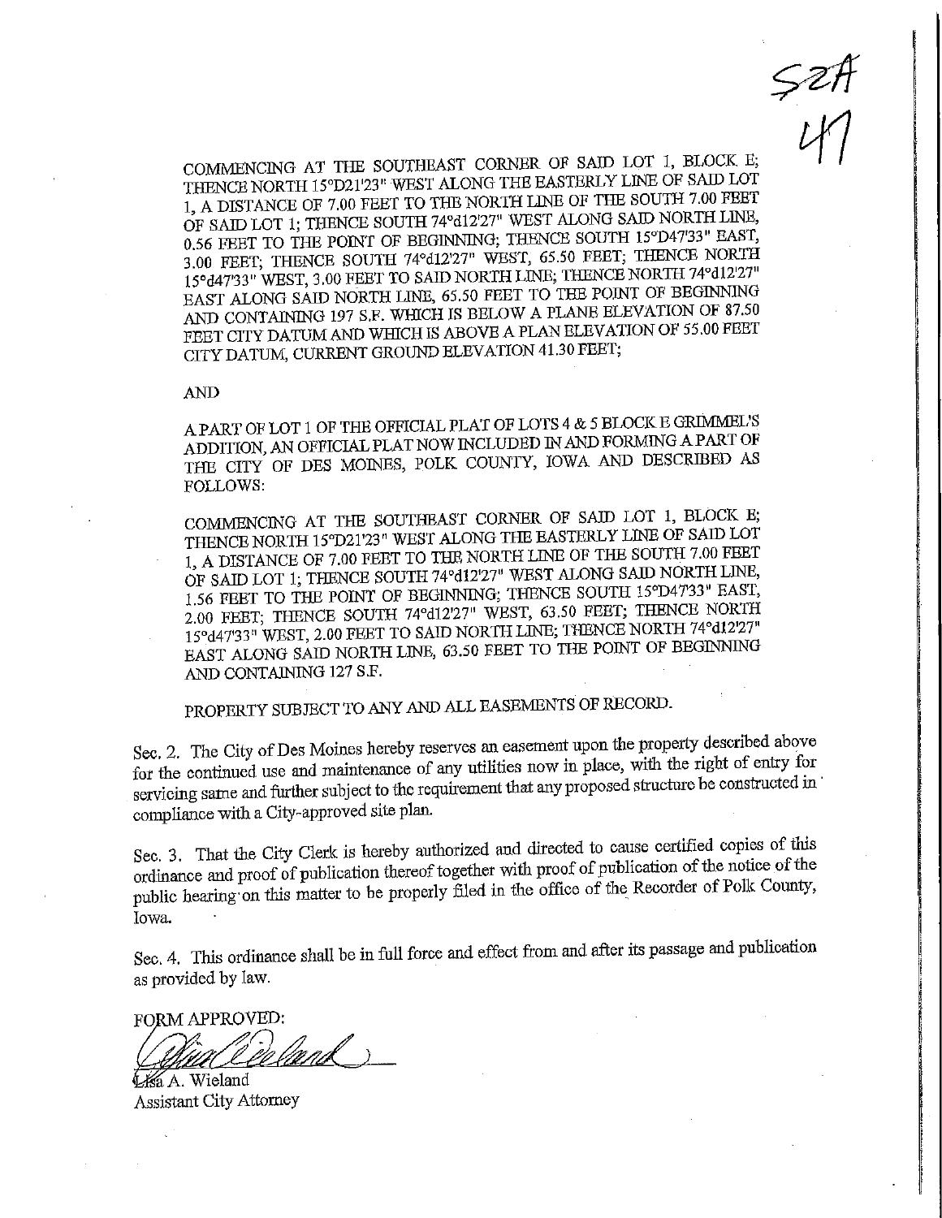52A 47

COMMENCING AT THE SOUTHEAST CORNER OF SAID LOT 1, BLOCK E; THENCE NORTH 15°D21'23" WEST ALONG THE EASTERLY LINE OF SAID LOT 1, A DISTANCE OF 7.00 FEET TO THE NORTH LINE OF THE SOUTH 7.00 FEET OF SAID LOT 1; THENCE SOUTH 74°d12'27" WEST ALONG SAID NORTH LINE, 0.56 FEET TO THE POINT OF BEGINNING; THENCE SOUTH 15°D47'33" EAST, 3.00 FEET; THENCE SOUTH 74°d12'27" WEST, 65.50 FEET; THENCE NORTH 15°d47'33" WEST, 3.00 FEET TO SAID NORTH LINE; THENCE NORTH 74°d12'27" EAST ALONG SAID NORTH LINE, 65.50 FEET TO THE POINT OF BEGINNING AND CONTAINING 197 S.F. WHICH IS BELOW A PLANE ELEVATION OF 87.50 FEET CITY DATUM AND WHICH IS ABOVE A PLAN ELEVATION OF 55.00 FEET CITY DATUM, CURRENT GROUND ELEVATION 41.30 FEET;

AND

A PART OF LOT 1 OF THE OFFICIAL PLAT OF LOTS 4 & 5 BLOCK E GRIMMEL'S ADDITION, AN OFFICIAL PLAT NOW INCLUDED IN AND FORMING A PART OF THE CITY OF DES MOINES, POLK COUNTY, IOWA AND DESCRIBED AS FOLLOWS:

COMMENCING AT THE SOUTHEAST CORNER OF SAID LOT 1, BLOCK E; THENCE NORTH 15°D21'23" WEST ALONG THE EASTERLY LINE OF SAID LOT 1, A DISTANCE OF 7.00 FEET TO THE NORTH LINE OF THE SOUTH 7.00 FEET OF SAID LOT 1; THENCE SOUTH 74°d12'27" WEST ALONG SAID NORTH LINE, 1.56 FEET TO THE POINT OF BEGINNING; THENCE SOUTH 15°D47'33" EAST, 2.00 FEET; THENCE SOUTH 74°d12'27" WEST, 63.50 FEET; THENCE NORTH 15°d47'33" WEST, 2.00 FEET TO SAID NORTH LINE; THENCE NORTH 74°d12'27" EAST ALONG SAID NORTH LINE, 63.50 FEET TO THE POINT OF BEGINNING AND CONTAINING 127 S.F.

PROPERTY SUBJECT TO ANY AND ALL EASEMENTS OF RECORD.

Sec. 2. The City of Des Moines hereby reserves an easement upon the property described above for the continued use and maintenance of any utilities now in place, with the right of entry for servicing same and further subject to the requirement that any proposed structure be constructed in compliance with a City-approved site plan.

Sec. 3. That the City Clerk is hereby authorized and directed to cause certified copies of this ordinance and proof of publication thereof together with proof of publication of the notice of the public hearing on this matter to be properly filed in the office of the Recorder of Polk County, Iowa.

Sec. 4. This ordinance shall be in full force and effect from and after its passage and publication as provided by law.

FORM APPROVED:

Lisa A. Wieland
Assistant City Attorney